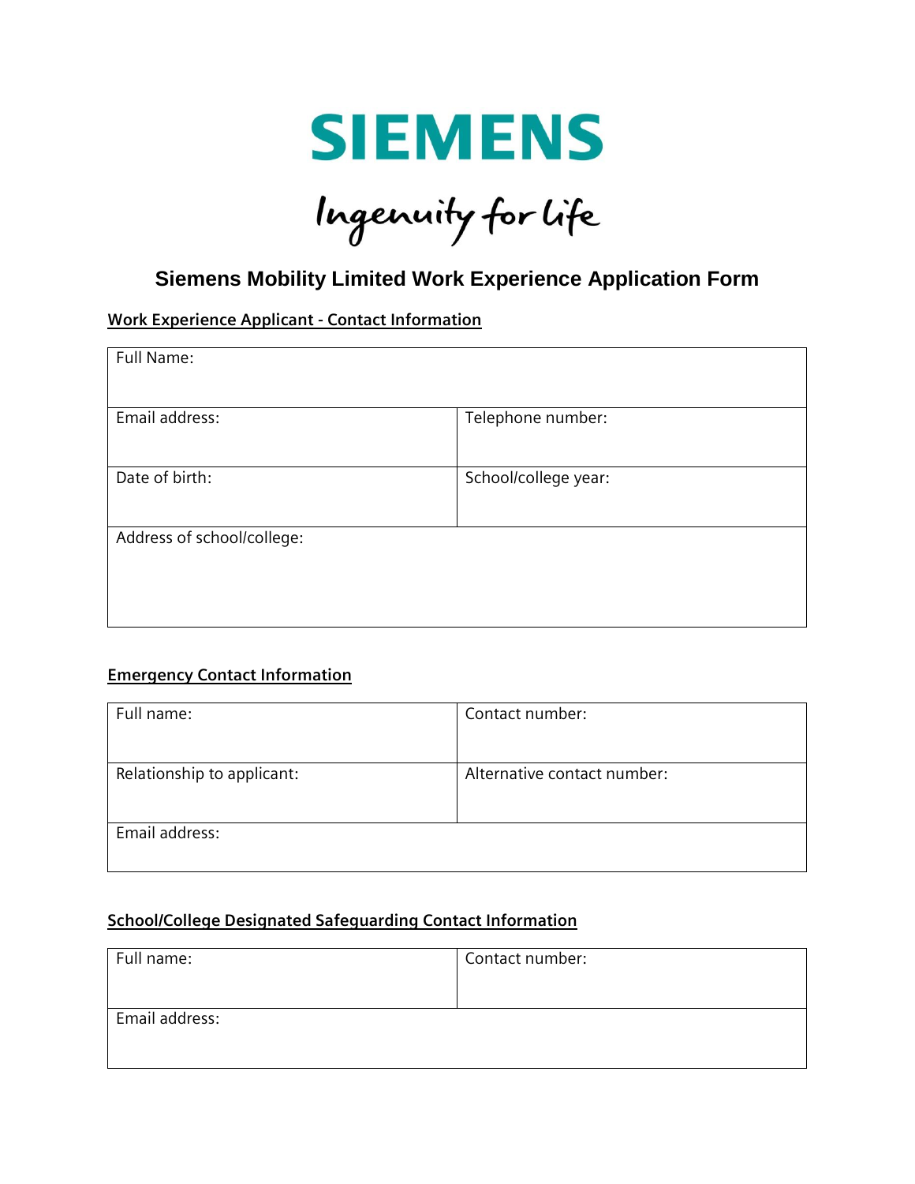SIEMENS

Ingenuity for life

# Siemens Mobility Limited Work Experience Application Form

## Work Experience Applicant - Contact Information

| Full Name: | |
|---|---|
| Email address: | Telephone number: |
| Date of birth: | School/college year: |
| Address of school/college: | |

## Emergency Contact Information

| Full name: | Contact number: |
|---|---|
| Relationship to applicant: | Alternative contact number: |
| Email address: | |

## School/College Designated Safeguarding Contact Information

| Full name: | Contact number: |
|---|---|
| Email address: | |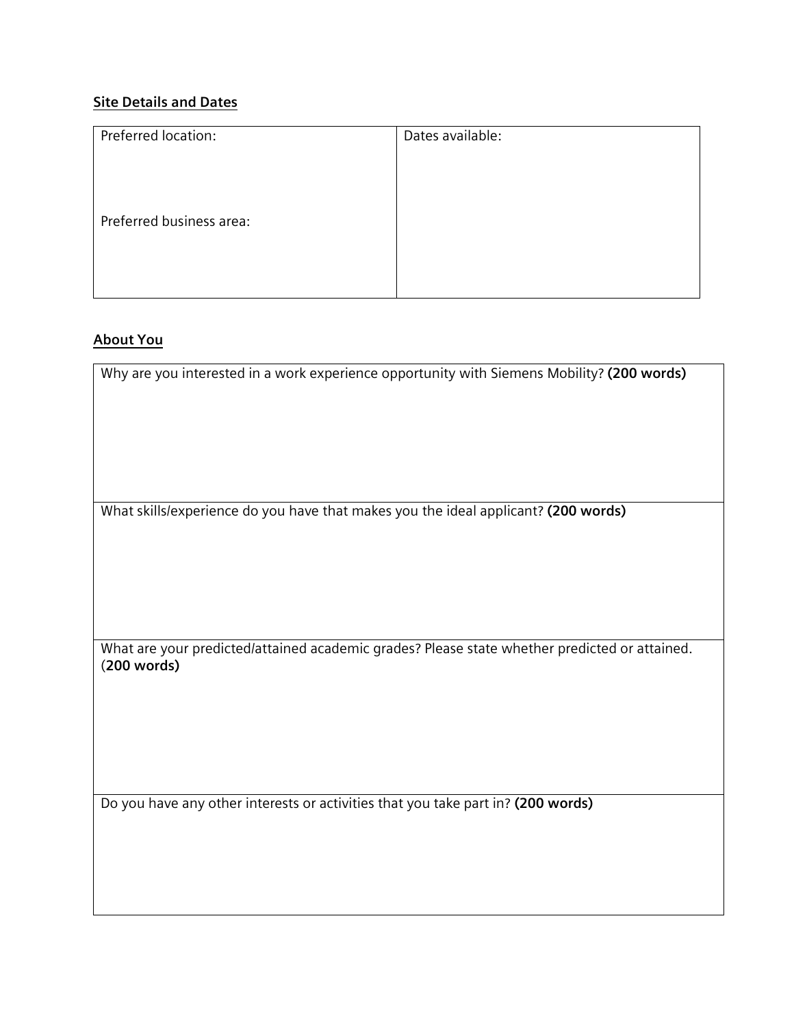**<u>Site Details and Dates</u>**

| Preferred location:<br><br>Preferred business area: | Dates available: |
|---|---|

**<u>About You</u>**

| Why are you interested in a work experience opportunity with Siemens Mobility? **(200 words)** |
|---|
| What skills/experience do you have that makes you the ideal applicant? **(200 words)** |
| What are your predicted/attained academic grades? Please state whether predicted or attained. (**200 words)** |
| Do you have any other interests or activities that you take part in? **(200 words)** |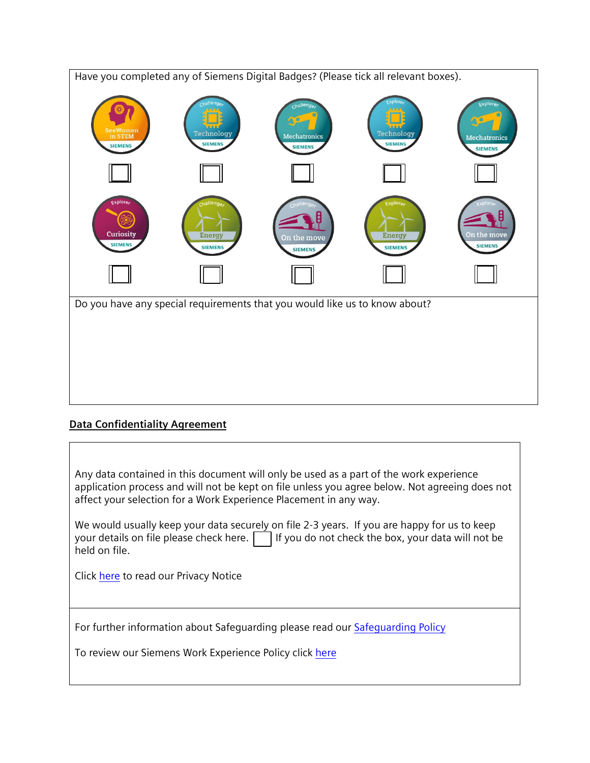Have you completed any of Siemens Digital Badges? (Please tick all relevant boxes).

| SeeWomen in STEM | Challenger Technology | Challenger Mechatronics | Explorer Technology | Explorer Mechatronics |
|---|---|---|---|---|
| ☐ | ☐ | ☐ | ☐ | ☐ |
| **Explorer Curiosity** | **Challenger Energy** | **Challenger On the move** | **Explorer Energy** | **Explorer On the move** |
| ☐ | ☐ | ☐ | ☐ | ☐ |

Do you have any special requirements that you would like us to know about?

## Data Confidentiality Agreement

Any data contained in this document will only be used as a part of the work experience application process and will not be kept on file unless you agree below. Not agreeing does not affect your selection for a Work Experience Placement in any way.

We would usually keep your data securely on file 2-3 years. If you are happy for us to keep your details on file please check here. ☐ If you do not check the box, your data will not be held on file.

Click here to read our Privacy Notice

For further information about Safeguarding please read our Safeguarding Policy

To review our Siemens Work Experience Policy click here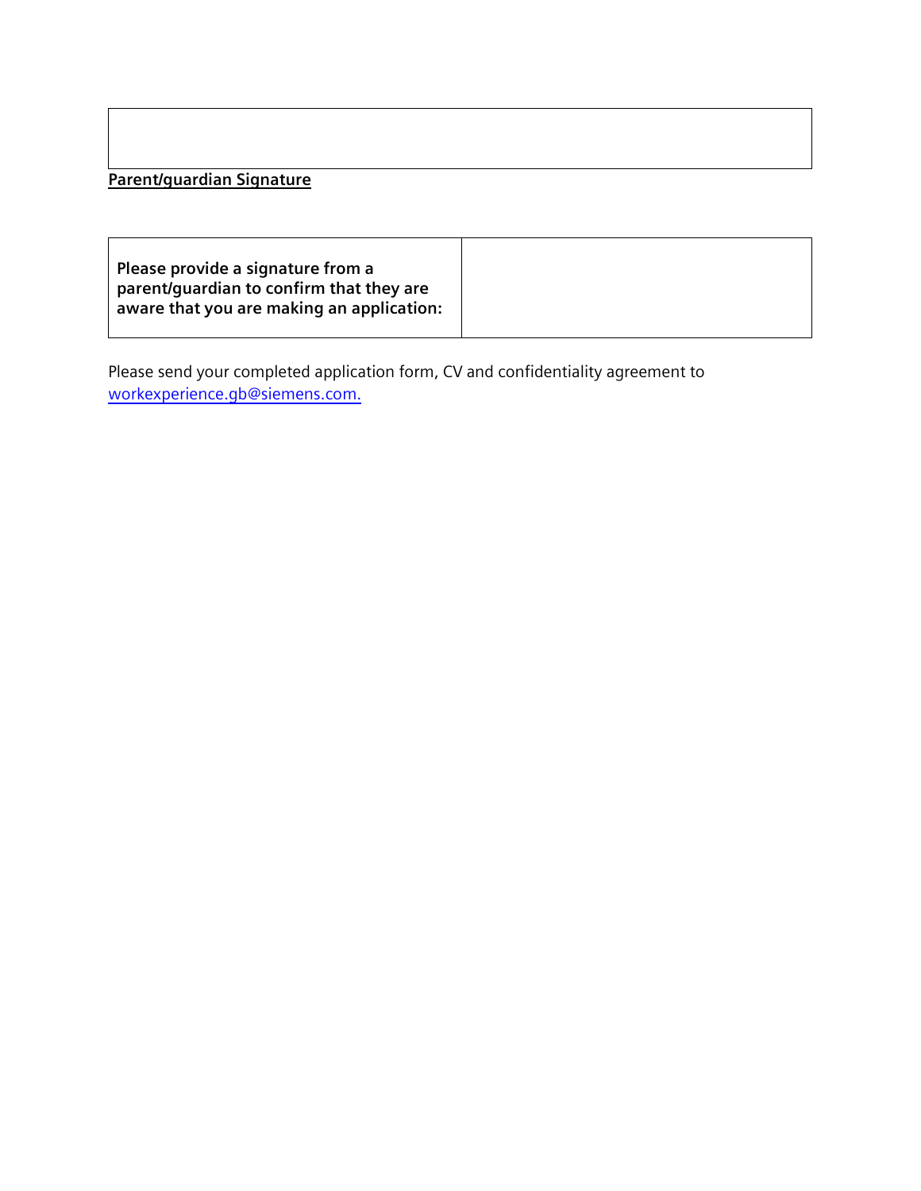| |
|---|
| |

**Parent/guardian Signature**

| | |
|---|---|
| **Please provide a signature from a parent/guardian to confirm that they are aware that you are making an application:** | |

Please send your completed application form, CV and confidentiality agreement to [workexperience.gb@siemens.com.](mailto:workexperience.gb@siemens.com)